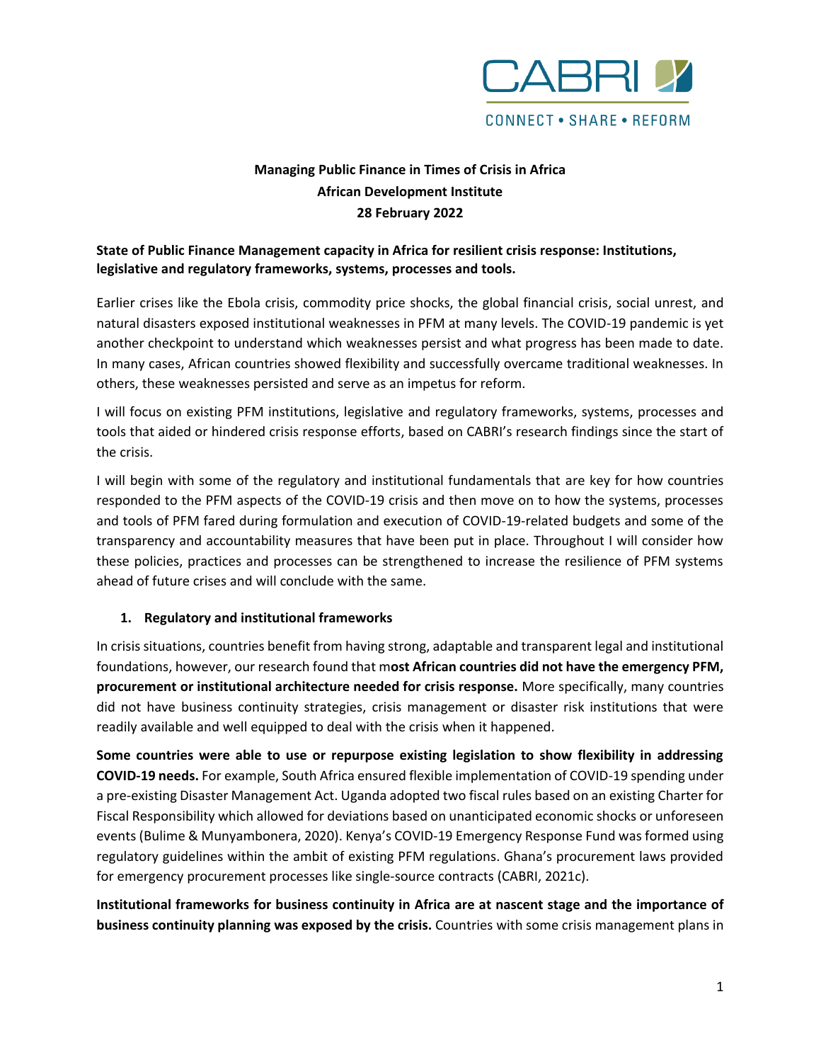CABRI

CONNECT • SHARE • REFORM

**Managing Public Finance in Times of Crisis in Africa**
**African Development Institute**
**28 February 2022**

**State of Public Finance Management capacity in Africa for resilient crisis response: Institutions, legislative and regulatory frameworks, systems, processes and tools.**

Earlier crises like the Ebola crisis, commodity price shocks, the global financial crisis, social unrest, and natural disasters exposed institutional weaknesses in PFM at many levels. The COVID-19 pandemic is yet another checkpoint to understand which weaknesses persist and what progress has been made to date. In many cases, African countries showed flexibility and successfully overcame traditional weaknesses. In others, these weaknesses persisted and serve as an impetus for reform.

I will focus on existing PFM institutions, legislative and regulatory frameworks, systems, processes and tools that aided or hindered crisis response efforts, based on CABRI's research findings since the start of the crisis.

I will begin with some of the regulatory and institutional fundamentals that are key for how countries responded to the PFM aspects of the COVID-19 crisis and then move on to how the systems, processes and tools of PFM fared during formulation and execution of COVID-19-related budgets and some of the transparency and accountability measures that have been put in place. Throughout I will consider how these policies, practices and processes can be strengthened to increase the resilience of PFM systems ahead of future crises and will conclude with the same.

1. **Regulatory and institutional frameworks**

In crisis situations, countries benefit from having strong, adaptable and transparent legal and institutional foundations, however, our research found that m**ost African countries did not have the emergency PFM, procurement or institutional architecture needed for crisis response.** More specifically, many countries did not have business continuity strategies, crisis management or disaster risk institutions that were readily available and well equipped to deal with the crisis when it happened.

**Some countries were able to use or repurpose existing legislation to show flexibility in addressing COVID-19 needs.** For example, South Africa ensured flexible implementation of COVID-19 spending under a pre-existing Disaster Management Act. Uganda adopted two fiscal rules based on an existing Charter for Fiscal Responsibility which allowed for deviations based on unanticipated economic shocks or unforeseen events (Bulime & Munyambonera, 2020). Kenya's COVID-19 Emergency Response Fund was formed using regulatory guidelines within the ambit of existing PFM regulations. Ghana's procurement laws provided for emergency procurement processes like single-source contracts (CABRI, 2021c).

**Institutional frameworks for business continuity in Africa are at nascent stage and the importance of business continuity planning was exposed by the crisis.** Countries with some crisis management plans in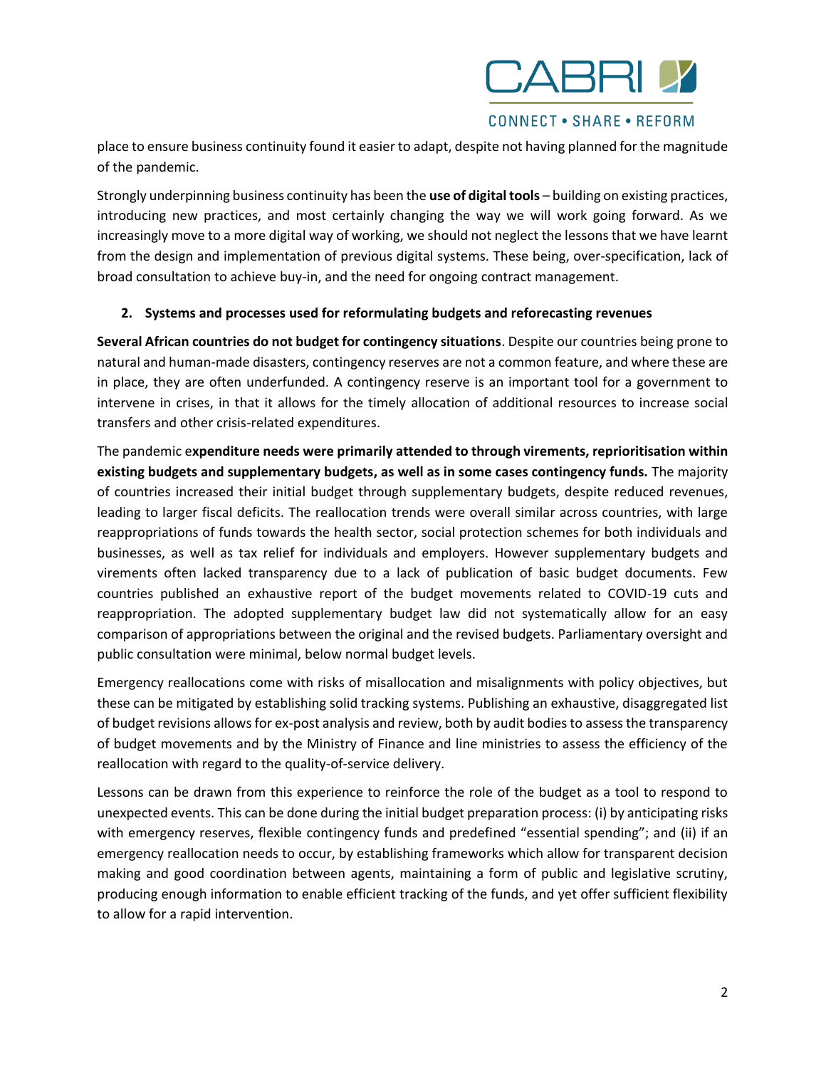place to ensure business continuity found it easier to adapt, despite not having planned for the magnitude of the pandemic.

Strongly underpinning business continuity has been the **use of digital tools** – building on existing practices, introducing new practices, and most certainly changing the way we will work going forward. As we increasingly move to a more digital way of working, we should not neglect the lessons that we have learnt from the design and implementation of previous digital systems. These being, over-specification, lack of broad consultation to achieve buy-in, and the need for ongoing contract management.

## 2. Systems and processes used for reformulating budgets and reforecasting revenues

**Several African countries do not budget for contingency situations**. Despite our countries being prone to natural and human-made disasters, contingency reserves are not a common feature, and where these are in place, they are often underfunded. A contingency reserve is an important tool for a government to intervene in crises, in that it allows for the timely allocation of additional resources to increase social transfers and other crisis-related expenditures.

The pandemic e**xpenditure needs were primarily attended to through virements, reprioritisation within existing budgets and supplementary budgets, as well as in some cases contingency funds.** The majority of countries increased their initial budget through supplementary budgets, despite reduced revenues, leading to larger fiscal deficits. The reallocation trends were overall similar across countries, with large reappropriations of funds towards the health sector, social protection schemes for both individuals and businesses, as well as tax relief for individuals and employers. However supplementary budgets and virements often lacked transparency due to a lack of publication of basic budget documents. Few countries published an exhaustive report of the budget movements related to COVID-19 cuts and reappropriation. The adopted supplementary budget law did not systematically allow for an easy comparison of appropriations between the original and the revised budgets. Parliamentary oversight and public consultation were minimal, below normal budget levels.

Emergency reallocations come with risks of misallocation and misalignments with policy objectives, but these can be mitigated by establishing solid tracking systems. Publishing an exhaustive, disaggregated list of budget revisions allows for ex-post analysis and review, both by audit bodies to assess the transparency of budget movements and by the Ministry of Finance and line ministries to assess the efficiency of the reallocation with regard to the quality-of-service delivery.

Lessons can be drawn from this experience to reinforce the role of the budget as a tool to respond to unexpected events. This can be done during the initial budget preparation process: (i) by anticipating risks with emergency reserves, flexible contingency funds and predefined "essential spending"; and (ii) if an emergency reallocation needs to occur, by establishing frameworks which allow for transparent decision making and good coordination between agents, maintaining a form of public and legislative scrutiny, producing enough information to enable efficient tracking of the funds, and yet offer sufficient flexibility to allow for a rapid intervention.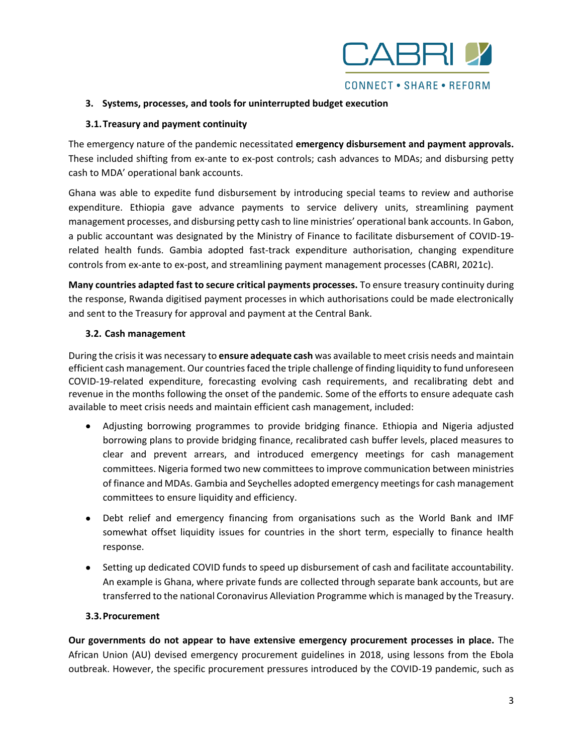### 3. Systems, processes, and tools for uninterrupted budget execution

#### 3.1. Treasury and payment continuity

The emergency nature of the pandemic necessitated **emergency disbursement and payment approvals.** These included shifting from ex-ante to ex-post controls; cash advances to MDAs; and disbursing petty cash to MDA' operational bank accounts.

Ghana was able to expedite fund disbursement by introducing special teams to review and authorise expenditure. Ethiopia gave advance payments to service delivery units, streamlining payment management processes, and disbursing petty cash to line ministries' operational bank accounts. In Gabon, a public accountant was designated by the Ministry of Finance to facilitate disbursement of COVID-19-related health funds. Gambia adopted fast-track expenditure authorisation, changing expenditure controls from ex-ante to ex-post, and streamlining payment management processes (CABRI, 2021c).

**Many countries adapted fast to secure critical payments processes.** To ensure treasury continuity during the response, Rwanda digitised payment processes in which authorisations could be made electronically and sent to the Treasury for approval and payment at the Central Bank.

#### 3.2. Cash management

During the crisis it was necessary to **ensure adequate cash** was available to meet crisis needs and maintain efficient cash management. Our countries faced the triple challenge of finding liquidity to fund unforeseen COVID-19-related expenditure, forecasting evolving cash requirements, and recalibrating debt and revenue in the months following the onset of the pandemic. Some of the efforts to ensure adequate cash available to meet crisis needs and maintain efficient cash management, included:

- Adjusting borrowing programmes to provide bridging finance. Ethiopia and Nigeria adjusted borrowing plans to provide bridging finance, recalibrated cash buffer levels, placed measures to clear and prevent arrears, and introduced emergency meetings for cash management committees. Nigeria formed two new committees to improve communication between ministries of finance and MDAs. Gambia and Seychelles adopted emergency meetings for cash management committees to ensure liquidity and efficiency.
- Debt relief and emergency financing from organisations such as the World Bank and IMF somewhat offset liquidity issues for countries in the short term, especially to finance health response.
- Setting up dedicated COVID funds to speed up disbursement of cash and facilitate accountability. An example is Ghana, where private funds are collected through separate bank accounts, but are transferred to the national Coronavirus Alleviation Programme which is managed by the Treasury.

#### 3.3. Procurement

**Our governments do not appear to have extensive emergency procurement processes in place.** The African Union (AU) devised emergency procurement guidelines in 2018, using lessons from the Ebola outbreak. However, the specific procurement pressures introduced by the COVID-19 pandemic, such as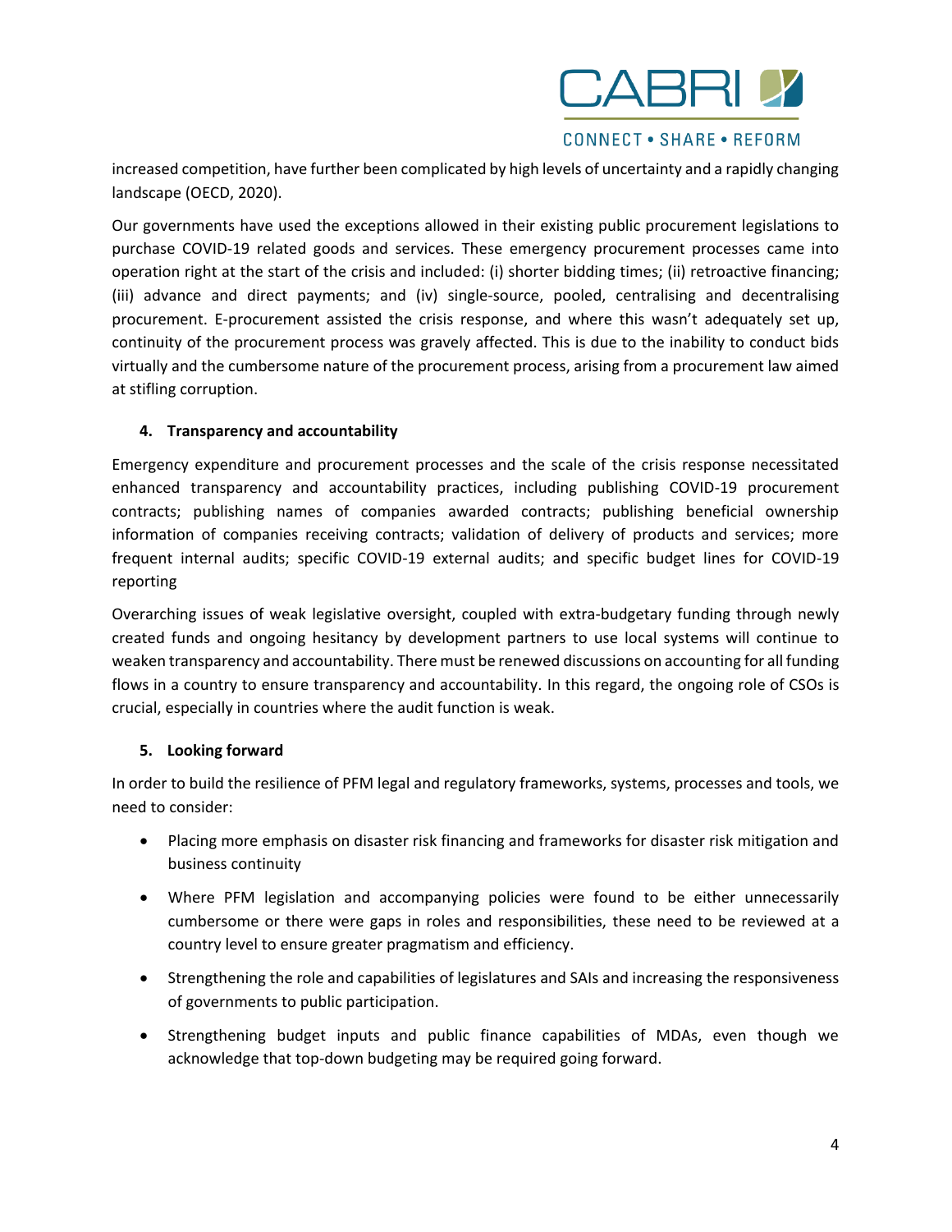increased competition, have further been complicated by high levels of uncertainty and a rapidly changing landscape (OECD, 2020).

Our governments have used the exceptions allowed in their existing public procurement legislations to purchase COVID-19 related goods and services. These emergency procurement processes came into operation right at the start of the crisis and included: (i) shorter bidding times; (ii) retroactive financing; (iii) advance and direct payments; and (iv) single-source, pooled, centralising and decentralising procurement. E-procurement assisted the crisis response, and where this wasn't adequately set up, continuity of the procurement process was gravely affected. This is due to the inability to conduct bids virtually and the cumbersome nature of the procurement process, arising from a procurement law aimed at stifling corruption.

## 4. Transparency and accountability

Emergency expenditure and procurement processes and the scale of the crisis response necessitated enhanced transparency and accountability practices, including publishing COVID-19 procurement contracts; publishing names of companies awarded contracts; publishing beneficial ownership information of companies receiving contracts; validation of delivery of products and services; more frequent internal audits; specific COVID-19 external audits; and specific budget lines for COVID-19 reporting

Overarching issues of weak legislative oversight, coupled with extra-budgetary funding through newly created funds and ongoing hesitancy by development partners to use local systems will continue to weaken transparency and accountability. There must be renewed discussions on accounting for all funding flows in a country to ensure transparency and accountability. In this regard, the ongoing role of CSOs is crucial, especially in countries where the audit function is weak.

## 5. Looking forward

In order to build the resilience of PFM legal and regulatory frameworks, systems, processes and tools, we need to consider:

- Placing more emphasis on disaster risk financing and frameworks for disaster risk mitigation and business continuity
- Where PFM legislation and accompanying policies were found to be either unnecessarily cumbersome or there were gaps in roles and responsibilities, these need to be reviewed at a country level to ensure greater pragmatism and efficiency.
- Strengthening the role and capabilities of legislatures and SAIs and increasing the responsiveness of governments to public participation.
- Strengthening budget inputs and public finance capabilities of MDAs, even though we acknowledge that top-down budgeting may be required going forward.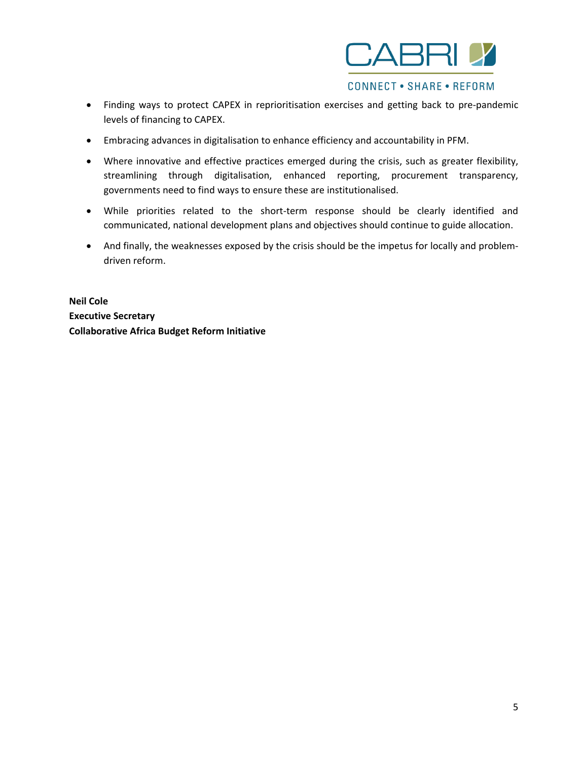- Finding ways to protect CAPEX in reprioritisation exercises and getting back to pre-pandemic levels of financing to CAPEX.
- Embracing advances in digitalisation to enhance efficiency and accountability in PFM.
- Where innovative and effective practices emerged during the crisis, such as greater flexibility, streamlining through digitalisation, enhanced reporting, procurement transparency, governments need to find ways to ensure these are institutionalised.
- While priorities related to the short-term response should be clearly identified and communicated, national development plans and objectives should continue to guide allocation.
- And finally, the weaknesses exposed by the crisis should be the impetus for locally and problem-driven reform.

**Neil Cole**
**Executive Secretary**
**Collaborative Africa Budget Reform Initiative**